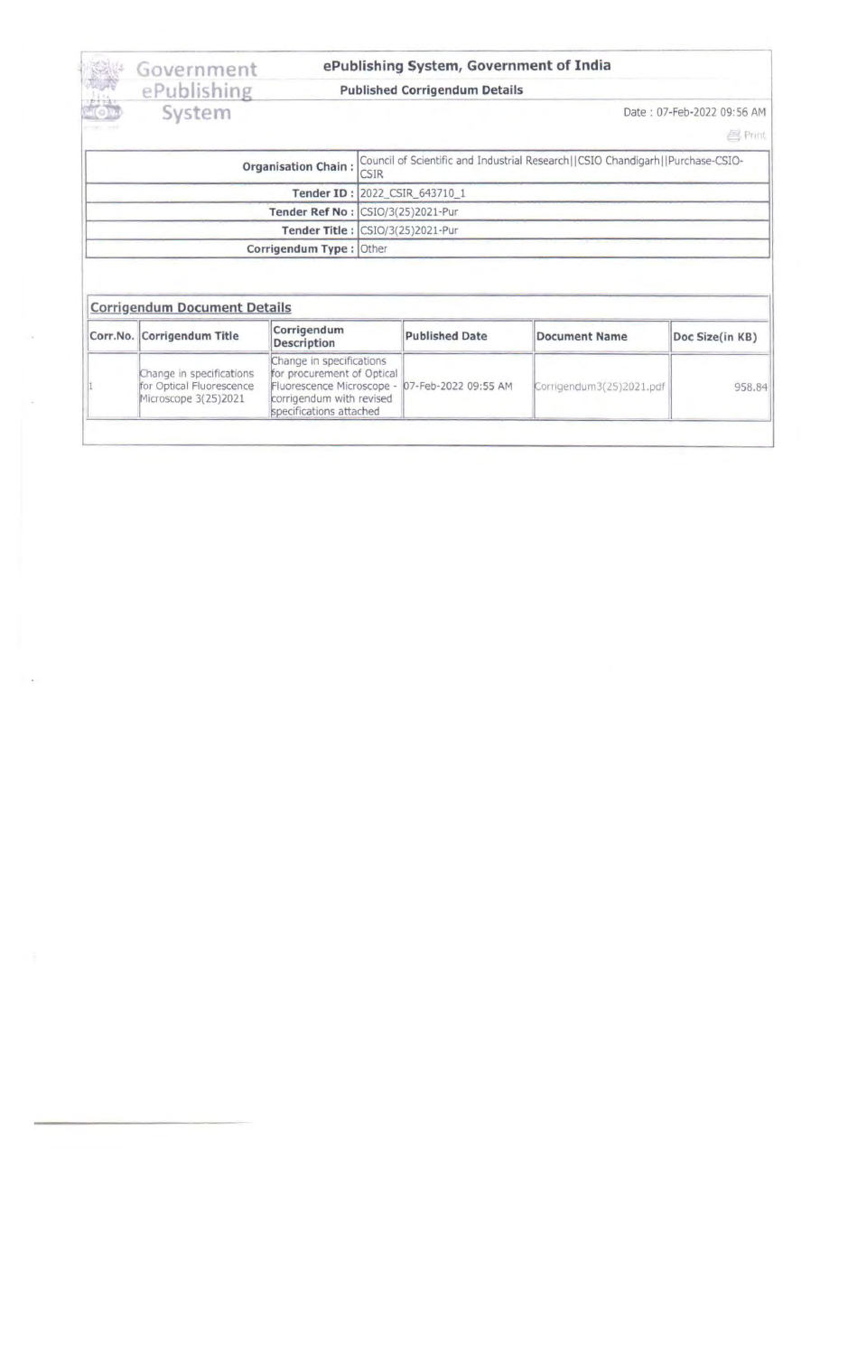# Government ePublishing System

## ePublishing System, Government of India

### Published Corrigendum Details

Date : 07-Feb-2022 09:56 AM

Print

| | |
|---|---|
| **Organisation Chain :** | Council of Scientific and Industrial Research\|\|CSIO Chandigarh\|\|Purchase-CSIO-CSIR |
| **Tender ID :** | 2022_CSIR_643710_1 |
| **Tender Ref No :** | CSIO/3(25)2021-Pur |
| **Tender Title :** | CSIO/3(25)2021-Pur |
| **Corrigendum Type :** | Other |

### Corrigendum Document Details

| Corr.No. | Corrigendum Title | Corrigendum Description | Published Date | Document Name | Doc Size(in KB) |
|---|---|---|---|---|---|
| 1 | Change in specifications for Optical Fluorescence Microscope 3(25)2021 | Change in specifications for procurement of Optical Fluorescence Microscope - corrigendum with revised specifications attached | 07-Feb-2022 09:55 AM | Corrigendum3(25)2021.pdf | 958.84 |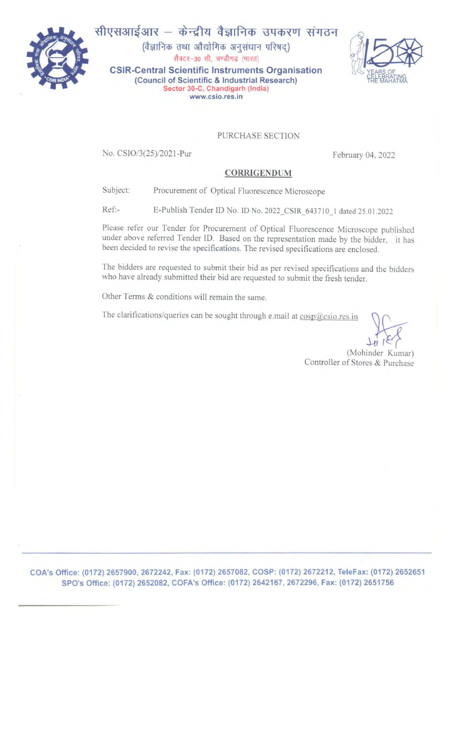सीएसआईआर – केन्द्रीय वैज्ञानिक उपकरण संगठन
(वैज्ञानिक तथा औद्योगिक अनुसंधान परिषद्)
सैक्टर-30 सी, चण्डीगढ़ (भारत)

**CSIR-Central Scientific Instruments Organisation**
**(Council of Scientific & Industrial Research)**
**Sector 30-C, Chandigarh (India)**
**www.csio.res.in**

150 YEARS OF CELEBRATING THE MAHATMA

PURCHASE SECTION

No. CSIO/3(25)/2021-Pur

February 04, 2022

## CORRIGENDUM

Subject: Procurement of Optical Fluorescence Microscope

Ref:- E-Publish Tender ID No. ID No. 2022_CSIR_643710_1 dated 25.01.2022

Please refer our Tender for Procurement of Optical Fluorescence Microscope published under above referred Tender ID. Based on the representation made by the bidder, it has been decided to revise the specifications. The revised specifications are enclosed.

The bidders are requested to submit their bid as per revised specifications and the bidders who have already submitted their bid are requested to submit the fresh tender.

Other Terms & conditions will remain the same.

The clarifications/queries can be sought through e.mail at cosp@csio.res.in

(Mohinder Kumar)
Controller of Stores & Purchase

**COA's Office: (0172) 2657900, 2672242, Fax: (0172) 2657082, COSP: (0172) 2672212, TeleFax: (0172) 2652651**
**SPO's Office: (0172) 2652082, COFA's Office: (0172) 2642167, 2672296, Fax: (0172) 2651756**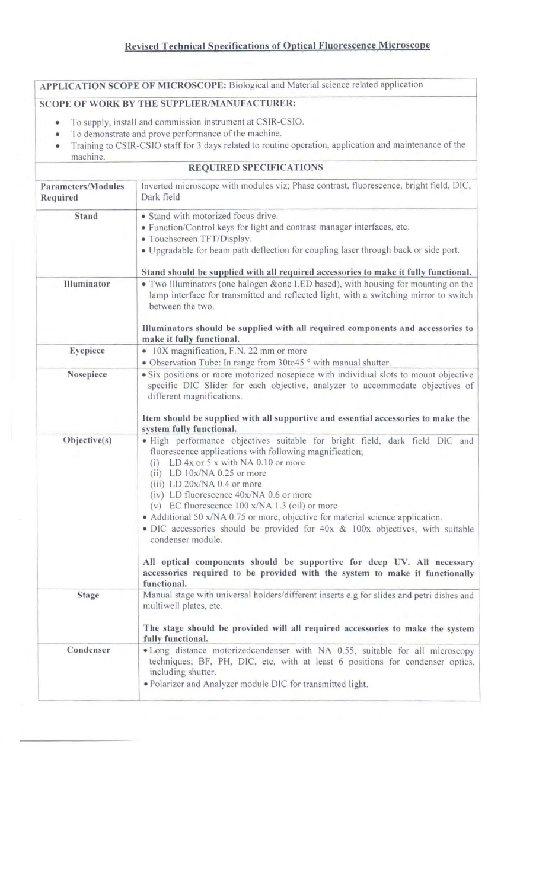## Revised Technical Specifications of Optical Fluorescence Microscope

| **APPLICATION SCOPE OF MICROSCOPE:** Biological and Material science related application | |
|---|---|
| **SCOPE OF WORK BY THE SUPPLIER/MANUFACTURER:**<br>• To supply, install and commission instrument at CSIR-CSIO.<br>• To demonstrate and prove performance of the machine.<br>• Training to CSIR-CSIO staff for 3 days related to routine operation, application and maintenance of the machine. | |
| **REQUIRED SPECIFICATIONS** | |
| **Parameters/Modules Required** | Inverted microscope with modules viz; Phase contrast, fluorescence, bright field, DIC, Dark field |
| **Stand** | • Stand with motorized focus drive.<br>• Function/Control keys for light and contrast manager interfaces, etc.<br>• Touchscreen TFT/Display.<br>• Upgradable for beam path deflection for coupling laser through back or side port.<br><br>**Stand should be supplied with all required accessories to make it fully functional.** |
| **Illuminator** | • Two Illuminators (one halogen &one LED based), with housing for mounting on the lamp interface for transmitted and reflected light, with a switching mirror to switch between the two.<br><br>**Illuminators should be supplied with all required components and accessories to make it fully functional.** |
| **Eyepiece** | • 10X magnification, F.N. 22 mm or more<br>• Observation Tube: In range from 30to45 ° with manual shutter. |
| **Nosepiece** | • Six positions or more motorized nosepiece with individual slots to mount objective specific DIC Slider for each objective, analyzer to accommodate objectives of different magnifications.<br><br>**Item should be supplied with all supportive and essential accessories to make the system fully functional.** |
| **Objective(s)** | • High performance objectives suitable for bright field, dark field DIC and fluorescence applications with following magnification;<br>(i) LD 4x or 5 x with NA 0.10 or more<br>(ii) LD 10x/NA 0.25 or more<br>(iii) LD 20x/NA 0.4 or more<br>(iv) LD fluorescence 40x/NA 0.6 or more<br>(v) EC fluorescence 100 x/NA 1.3 (oil) or more<br>• Additional 50 x/NA 0.75 or more, objective for material science application.<br>• DIC accessories should be provided for 40x & 100x objectives, with suitable condenser module.<br><br>**All optical components should be supportive for deep UV. All necessary accessories required to be provided with the system to make it functionally functional.** |
| **Stage** | Manual stage with universal holders/different inserts e.g for slides and petri dishes and multiwell plates, etc.<br><br>**The stage should be provided will all required accessories to make the system fully functional.** |
| **Condenser** | • Long distance motorizedcondenser with NA 0.55, suitable for all microscopy techniques; BF, PH, DIC, etc, with at least 6 positions for condenser optics, including shutter.<br>• Polarizer and Analyzer module DIC for transmitted light. |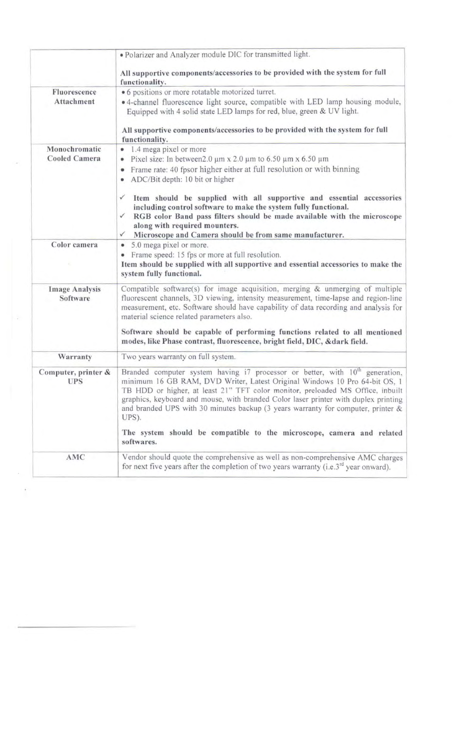| | |
|---|---|
| | • Polarizer and Analyzer module DIC for transmitted light.<br><br>**All supportive components/accessories to be provided with the system for full functionality.** |
| **Fluorescence Attachment** | • 6 positions or more rotatable motorized turret.<br>• 4-channel fluorescence light source, compatible with LED lamp housing module, Equipped with 4 solid state LED lamps for red, blue, green & UV light.<br><br>**All supportive components/accessories to be provided with the system for full functionality.** |
| **Monochromatic Cooled Camera** | • 1.4 mega pixel or more<br>• Pixel size: In between2.0 µm x 2.0 µm to 6.50 µm x 6.50 µm<br>• Frame rate: 40 fpsor higher either at full resolution or with binning<br>• ADC/Bit depth: 10 bit or higher<br><br>✓ **Item should be supplied with all supportive and essential accessories including control software to make the system fully functional.**<br>✓ **RGB color Band pass filters should be made available with the microscope along with required mounters.**<br>✓ **Microscope and Camera should be from same manufacturer.** |
| **Color camera** | • 5.0 mega pixel or more.<br>• Frame speed: 15 fps or more at full resolution.<br>**Item should be supplied with all supportive and essential accessories to make the system fully functional.** |
| **Image Analysis Software** | Compatible software(s) for image acquisition, merging & unmerging of multiple fluorescent channels, 3D viewing, intensity measurement, time-lapse and region-line measurement, etc. Software should have capability of data recording and analysis for material science related parameters also.<br><br>**Software should be capable of performing functions related to all mentioned modes, like Phase contrast, fluorescence, bright field, DIC, &dark field.** |
| **Warranty** | Two years warranty on full system. |
| **Computer, printer & UPS** | Branded computer system having i7 processor or better, with 10th generation, minimum 16 GB RAM, DVD Writer, Latest Original Windows 10 Pro 64-bit OS, 1 TB HDD or higher, at least 21" TFT color monitor, preloaded MS Office, inbuilt graphics, keyboard and mouse, with branded Color laser printer with duplex printing and branded UPS with 30 minutes backup (3 years warranty for computer, printer & UPS).<br><br>**The system should be compatible to the microscope, camera and related softwares.** |
| **AMC** | Vendor should quote the comprehensive as well as non-comprehensive AMC charges for next five years after the completion of two years warranty (i.e.3rd year onward). |